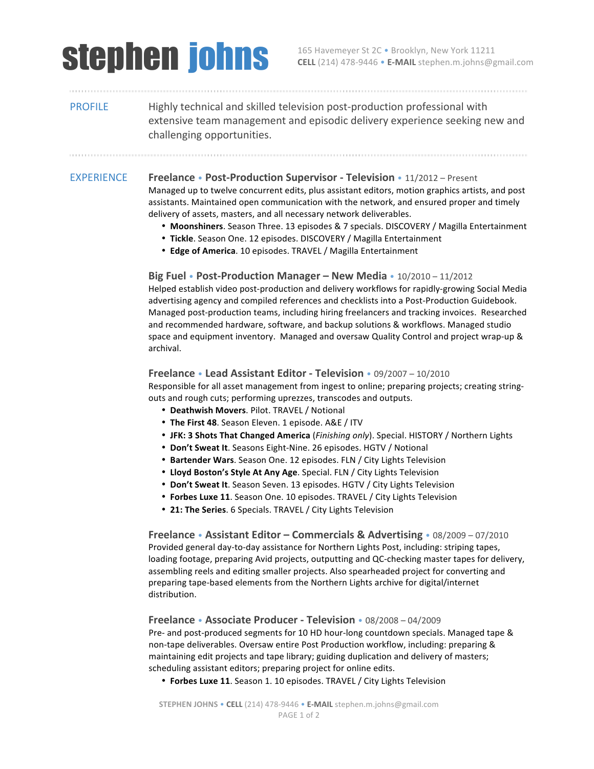# stephen johns

165 Havemeyer St 2C • Brooklyn, New York 11211
**CELL** (214) 478-9446 • **E-MAIL** stephen.m.johns@gmail.com

## PROFILE

Highly technical and skilled television post-production professional with extensive team management and episodic delivery experience seeking new and challenging opportunities.

## EXPERIENCE

### Freelance • Post-Production Supervisor - Television • 11/2012 – Present

Managed up to twelve concurrent edits, plus assistant editors, motion graphics artists, and post assistants. Maintained open communication with the network, and ensured proper and timely delivery of assets, masters, and all necessary network deliverables.

- **Moonshiners**. Season Three. 13 episodes & 7 specials. DISCOVERY / Magilla Entertainment
- **Tickle**. Season One. 12 episodes. DISCOVERY / Magilla Entertainment
- **Edge of America**. 10 episodes. TRAVEL / Magilla Entertainment

### Big Fuel • Post-Production Manager – New Media • 10/2010 – 11/2012

Helped establish video post-production and delivery workflows for rapidly-growing Social Media advertising agency and compiled references and checklists into a Post-Production Guidebook. Managed post-production teams, including hiring freelancers and tracking invoices. Researched and recommended hardware, software, and backup solutions & workflows. Managed studio space and equipment inventory. Managed and oversaw Quality Control and project wrap-up & archival.

### Freelance • Lead Assistant Editor - Television • 09/2007 – 10/2010

Responsible for all asset management from ingest to online; preparing projects; creating string-outs and rough cuts; performing uprezzes, transcodes and outputs.

- **Deathwish Movers**. Pilot. TRAVEL / Notional
- **The First 48**. Season Eleven. 1 episode. A&E / ITV
- **JFK: 3 Shots That Changed America** (*Finishing only*). Special. HISTORY / Northern Lights
- **Don't Sweat It**. Seasons Eight-Nine. 26 episodes. HGTV / Notional
- **Bartender Wars**. Season One. 12 episodes. FLN / City Lights Television
- **Lloyd Boston's Style At Any Age**. Special. FLN / City Lights Television
- **Don't Sweat It**. Season Seven. 13 episodes. HGTV / City Lights Television
- **Forbes Luxe 11**. Season One. 10 episodes. TRAVEL / City Lights Television
- **21: The Series**. 6 Specials. TRAVEL / City Lights Television

### Freelance • Assistant Editor – Commercials & Advertising • 08/2009 – 07/2010

Provided general day-to-day assistance for Northern Lights Post, including: striping tapes, loading footage, preparing Avid projects, outputting and QC-checking master tapes for delivery, assembling reels and editing smaller projects. Also spearheaded project for converting and preparing tape-based elements from the Northern Lights archive for digital/internet distribution.

### Freelance • Associate Producer - Television • 08/2008 – 04/2009

Pre- and post-produced segments for 10 HD hour-long countdown specials. Managed tape & non-tape deliverables. Oversaw entire Post Production workflow, including: preparing & maintaining edit projects and tape library; guiding duplication and delivery of masters; scheduling assistant editors; preparing project for online edits.

- **Forbes Luxe 11**. Season 1. 10 episodes. TRAVEL / City Lights Television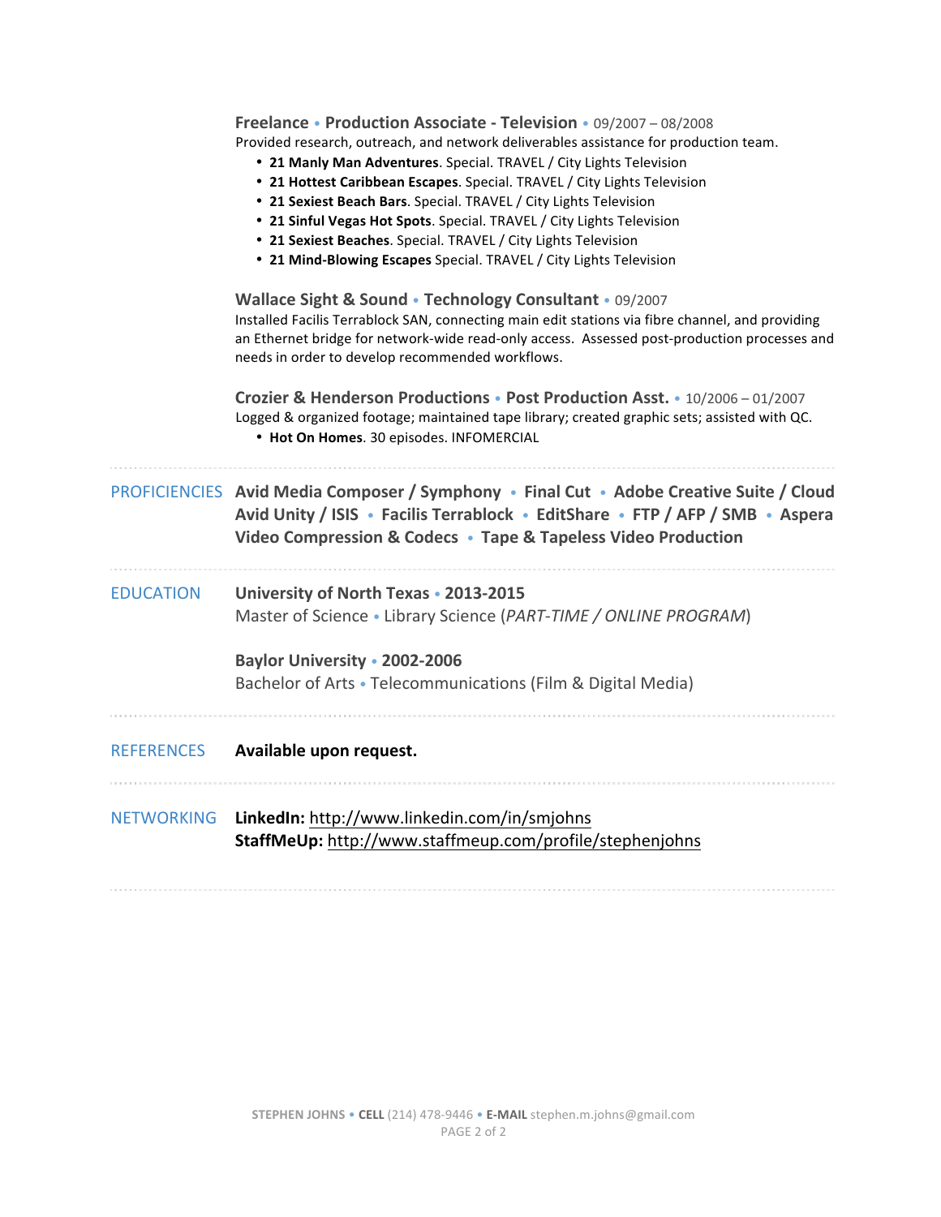**Freelance • Production Associate - Television** • 09/2007 – 08/2008
Provided research, outreach, and network deliverables assistance for production team.

- **21 Manly Man Adventures**. Special. TRAVEL / City Lights Television
- **21 Hottest Caribbean Escapes**. Special. TRAVEL / City Lights Television
- **21 Sexiest Beach Bars**. Special. TRAVEL / City Lights Television
- **21 Sinful Vegas Hot Spots**. Special. TRAVEL / City Lights Television
- **21 Sexiest Beaches**. Special. TRAVEL / City Lights Television
- **21 Mind-Blowing Escapes** Special. TRAVEL / City Lights Television

**Wallace Sight & Sound • Technology Consultant** • 09/2007
Installed Facilis Terrablock SAN, connecting main edit stations via fibre channel, and providing an Ethernet bridge for network-wide read-only access. Assessed post-production processes and needs in order to develop recommended workflows.

**Crozier & Henderson Productions • Post Production Asst.** • 10/2006 – 01/2007
Logged & organized footage; maintained tape library; created graphic sets; assisted with QC.

- **Hot On Homes**. 30 episodes. INFOMERCIAL

## PROFICIENCIES

**Avid Media Composer / Symphony • Final Cut • Adobe Creative Suite / Cloud • Avid Unity / ISIS • Facilis Terrablock • EditShare • FTP / AFP / SMB • Aspera • Video Compression & Codecs • Tape & Tapeless Video Production**

## EDUCATION

**University of North Texas • 2013-2015**
Master of Science • Library Science (*PART-TIME / ONLINE PROGRAM*)

**Baylor University • 2002-2006**
Bachelor of Arts • Telecommunications (Film & Digital Media)

## REFERENCES

**Available upon request.**

## NETWORKING

**LinkedIn:** http://www.linkedin.com/in/smjohns
**StaffMeUp:** http://www.staffmeup.com/profile/stephenjohns

**STEPHEN JOHNS** • **CELL** (214) 478-9446 • **E-MAIL** stephen.m.johns@gmail.com